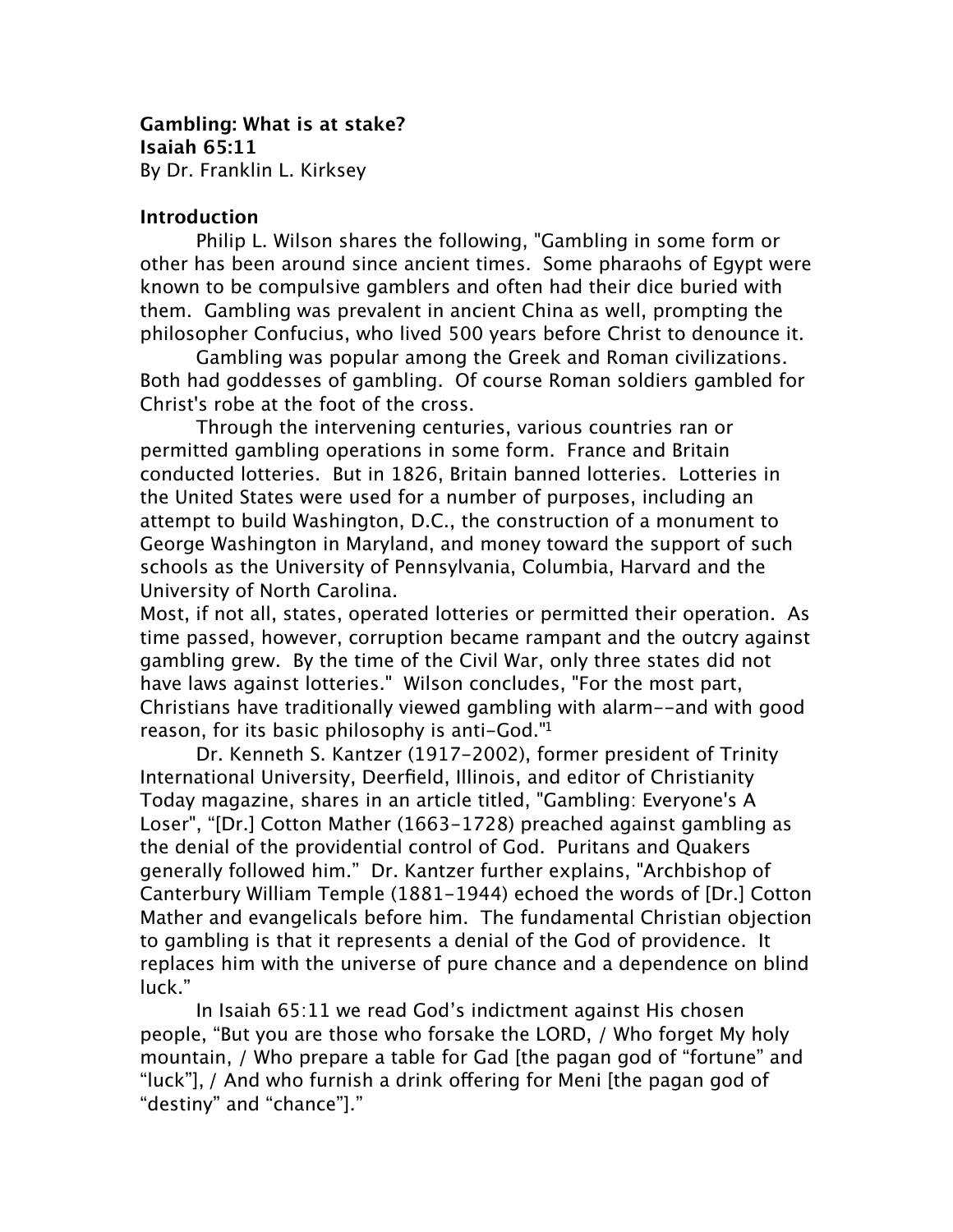**Gambling: What is at stake?**
**Isaiah 65:11**
By Dr. Franklin L. Kirksey

**Introduction**

Philip L. Wilson shares the following, "Gambling in some form or other has been around since ancient times. Some pharaohs of Egypt were known to be compulsive gamblers and often had their dice buried with them. Gambling was prevalent in ancient China as well, prompting the philosopher Confucius, who lived 500 years before Christ to denounce it.

Gambling was popular among the Greek and Roman civilizations. Both had goddesses of gambling. Of course Roman soldiers gambled for Christ's robe at the foot of the cross.

Through the intervening centuries, various countries ran or permitted gambling operations in some form. France and Britain conducted lotteries. But in 1826, Britain banned lotteries. Lotteries in the United States were used for a number of purposes, including an attempt to build Washington, D.C., the construction of a monument to George Washington in Maryland, and money toward the support of such schools as the University of Pennsylvania, Columbia, Harvard and the University of North Carolina.

Most, if not all, states, operated lotteries or permitted their operation. As time passed, however, corruption became rampant and the outcry against gambling grew. By the time of the Civil War, only three states did not have laws against lotteries." Wilson concludes, "For the most part, Christians have traditionally viewed gambling with alarm--and with good reason, for its basic philosophy is anti-God."[1]

Dr. Kenneth S. Kantzer (1917-2002), former president of Trinity International University, Deerfield, Illinois, and editor of Christianity Today magazine, shares in an article titled, "Gambling: Everyone's A Loser", "[Dr.] Cotton Mather (1663-1728) preached against gambling as the denial of the providential control of God. Puritans and Quakers generally followed him." Dr. Kantzer further explains, "Archbishop of Canterbury William Temple (1881-1944) echoed the words of [Dr.] Cotton Mather and evangelicals before him. The fundamental Christian objection to gambling is that it represents a denial of the God of providence. It replaces him with the universe of pure chance and a dependence on blind luck."

In Isaiah 65:11 we read God's indictment against His chosen people, "But you are those who forsake the LORD, / Who forget My holy mountain, / Who prepare a table for Gad [the pagan god of "fortune" and "luck"], / And who furnish a drink offering for Meni [the pagan god of "destiny" and "chance"]."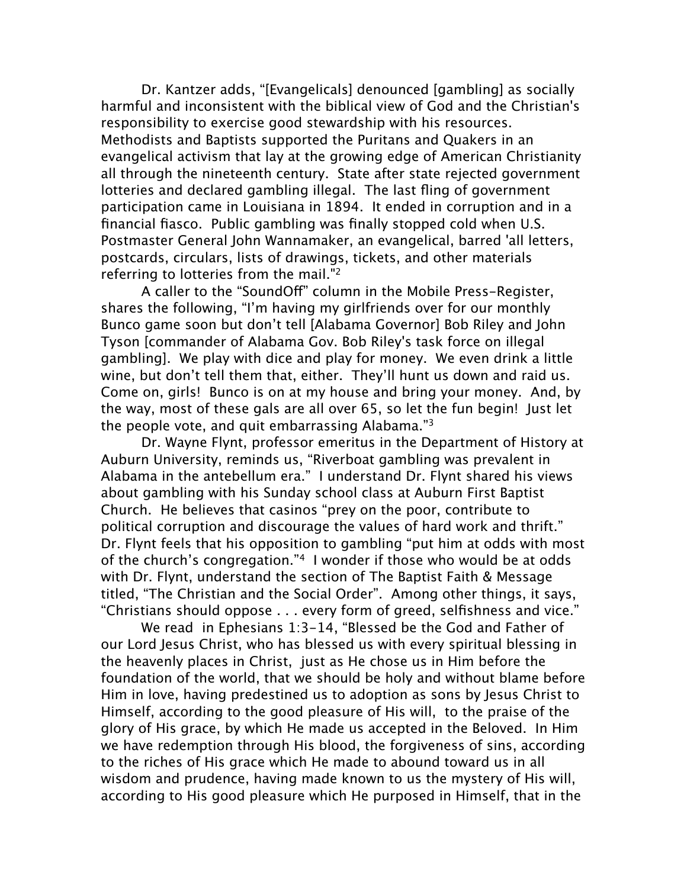Dr. Kantzer adds, "[Evangelicals] denounced [gambling] as socially harmful and inconsistent with the biblical view of God and the Christian's responsibility to exercise good stewardship with his resources. Methodists and Baptists supported the Puritans and Quakers in an evangelical activism that lay at the growing edge of American Christianity all through the nineteenth century. State after state rejected government lotteries and declared gambling illegal. The last fling of government participation came in Louisiana in 1894. It ended in corruption and in a financial fiasco. Public gambling was finally stopped cold when U.S. Postmaster General John Wannamaker, an evangelical, barred 'all letters, postcards, circulars, lists of drawings, tickets, and other materials referring to lotteries from the mail."[2]

A caller to the "SoundOff" column in the Mobile Press-Register, shares the following, "I'm having my girlfriends over for our monthly Bunco game soon but don't tell [Alabama Governor] Bob Riley and John Tyson [commander of Alabama Gov. Bob Riley's task force on illegal gambling]. We play with dice and play for money. We even drink a little wine, but don't tell them that, either. They'll hunt us down and raid us. Come on, girls! Bunco is on at my house and bring your money. And, by the way, most of these gals are all over 65, so let the fun begin! Just let the people vote, and quit embarrassing Alabama."[3]

Dr. Wayne Flynt, professor emeritus in the Department of History at Auburn University, reminds us, "Riverboat gambling was prevalent in Alabama in the antebellum era." I understand Dr. Flynt shared his views about gambling with his Sunday school class at Auburn First Baptist Church. He believes that casinos "prey on the poor, contribute to political corruption and discourage the values of hard work and thrift." Dr. Flynt feels that his opposition to gambling "put him at odds with most of the church's congregation."[4] I wonder if those who would be at odds with Dr. Flynt, understand the section of The Baptist Faith & Message titled, "The Christian and the Social Order". Among other things, it says, "Christians should oppose . . . every form of greed, selfishness and vice."

We read in Ephesians 1:3-14, "Blessed be the God and Father of our Lord Jesus Christ, who has blessed us with every spiritual blessing in the heavenly places in Christ, just as He chose us in Him before the foundation of the world, that we should be holy and without blame before Him in love, having predestined us to adoption as sons by Jesus Christ to Himself, according to the good pleasure of His will, to the praise of the glory of His grace, by which He made us accepted in the Beloved. In Him we have redemption through His blood, the forgiveness of sins, according to the riches of His grace which He made to abound toward us in all wisdom and prudence, having made known to us the mystery of His will, according to His good pleasure which He purposed in Himself, that in the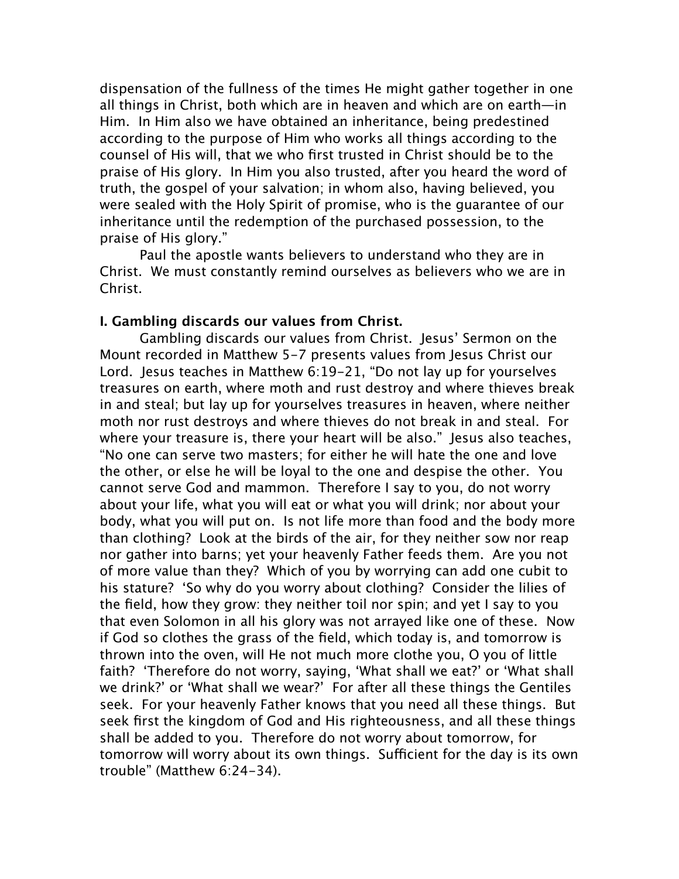dispensation of the fullness of the times He might gather together in one all things in Christ, both which are in heaven and which are on earth—in Him. In Him also we have obtained an inheritance, being predestined according to the purpose of Him who works all things according to the counsel of His will, that we who first trusted in Christ should be to the praise of His glory. In Him you also trusted, after you heard the word of truth, the gospel of your salvation; in whom also, having believed, you were sealed with the Holy Spirit of promise, who is the guarantee of our inheritance until the redemption of the purchased possession, to the praise of His glory."

Paul the apostle wants believers to understand who they are in Christ. We must constantly remind ourselves as believers who we are in Christ.

**I. Gambling discards our values from Christ.**

Gambling discards our values from Christ. Jesus' Sermon on the Mount recorded in Matthew 5-7 presents values from Jesus Christ our Lord. Jesus teaches in Matthew 6:19-21, "Do not lay up for yourselves treasures on earth, where moth and rust destroy and where thieves break in and steal; but lay up for yourselves treasures in heaven, where neither moth nor rust destroys and where thieves do not break in and steal. For where your treasure is, there your heart will be also." Jesus also teaches, "No one can serve two masters; for either he will hate the one and love the other, or else he will be loyal to the one and despise the other. You cannot serve God and mammon. Therefore I say to you, do not worry about your life, what you will eat or what you will drink; nor about your body, what you will put on. Is not life more than food and the body more than clothing? Look at the birds of the air, for they neither sow nor reap nor gather into barns; yet your heavenly Father feeds them. Are you not of more value than they? Which of you by worrying can add one cubit to his stature? 'So why do you worry about clothing? Consider the lilies of the field, how they grow: they neither toil nor spin; and yet I say to you that even Solomon in all his glory was not arrayed like one of these. Now if God so clothes the grass of the field, which today is, and tomorrow is thrown into the oven, will He not much more clothe you, O you of little faith? 'Therefore do not worry, saying, 'What shall we eat?' or 'What shall we drink?' or 'What shall we wear?' For after all these things the Gentiles seek. For your heavenly Father knows that you need all these things. But seek first the kingdom of God and His righteousness, and all these things shall be added to you. Therefore do not worry about tomorrow, for tomorrow will worry about its own things. Sufficient for the day is its own trouble" (Matthew 6:24-34).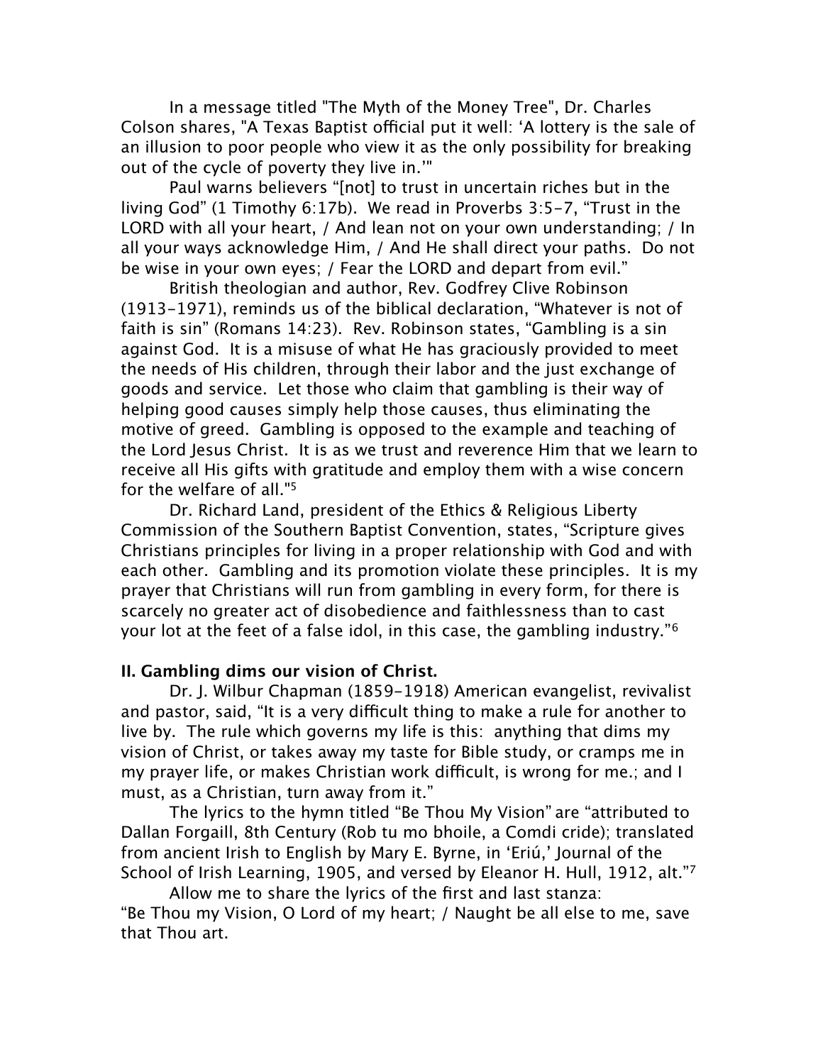In a message titled "The Myth of the Money Tree", Dr. Charles Colson shares, "A Texas Baptist official put it well: 'A lottery is the sale of an illusion to poor people who view it as the only possibility for breaking out of the cycle of poverty they live in.'"

Paul warns believers "[not] to trust in uncertain riches but in the living God" (1 Timothy 6:17b). We read in Proverbs 3:5-7, "Trust in the LORD with all your heart, / And lean not on your own understanding; / In all your ways acknowledge Him, / And He shall direct your paths. Do not be wise in your own eyes; / Fear the LORD and depart from evil."

British theologian and author, Rev. Godfrey Clive Robinson (1913-1971), reminds us of the biblical declaration, "Whatever is not of faith is sin" (Romans 14:23). Rev. Robinson states, "Gambling is a sin against God. It is a misuse of what He has graciously provided to meet the needs of His children, through their labor and the just exchange of goods and service. Let those who claim that gambling is their way of helping good causes simply help those causes, thus eliminating the motive of greed. Gambling is opposed to the example and teaching of the Lord Jesus Christ. It is as we trust and reverence Him that we learn to receive all His gifts with gratitude and employ them with a wise concern for the welfare of all."[5]

Dr. Richard Land, president of the Ethics & Religious Liberty Commission of the Southern Baptist Convention, states, "Scripture gives Christians principles for living in a proper relationship with God and with each other. Gambling and its promotion violate these principles. It is my prayer that Christians will run from gambling in every form, for there is scarcely no greater act of disobedience and faithlessness than to cast your lot at the feet of a false idol, in this case, the gambling industry."[6]

**II. Gambling dims our vision of Christ.**

Dr. J. Wilbur Chapman (1859-1918) American evangelist, revivalist and pastor, said, "It is a very difficult thing to make a rule for another to live by. The rule which governs my life is this: anything that dims my vision of Christ, or takes away my taste for Bible study, or cramps me in my prayer life, or makes Christian work difficult, is wrong for me.; and I must, as a Christian, turn away from it."

The lyrics to the hymn titled "Be Thou My Vision" are "attributed to Dallan Forgaill, 8th Century (Rob tu mo bhoile, a Comdi cride); translated from ancient Irish to English by Mary E. Byrne, in 'Eriú,' Journal of the School of Irish Learning, 1905, and versed by Eleanor H. Hull, 1912, alt."[7]

Allow me to share the lyrics of the first and last stanza:
"Be Thou my Vision, O Lord of my heart; / Naught be all else to me, save that Thou art.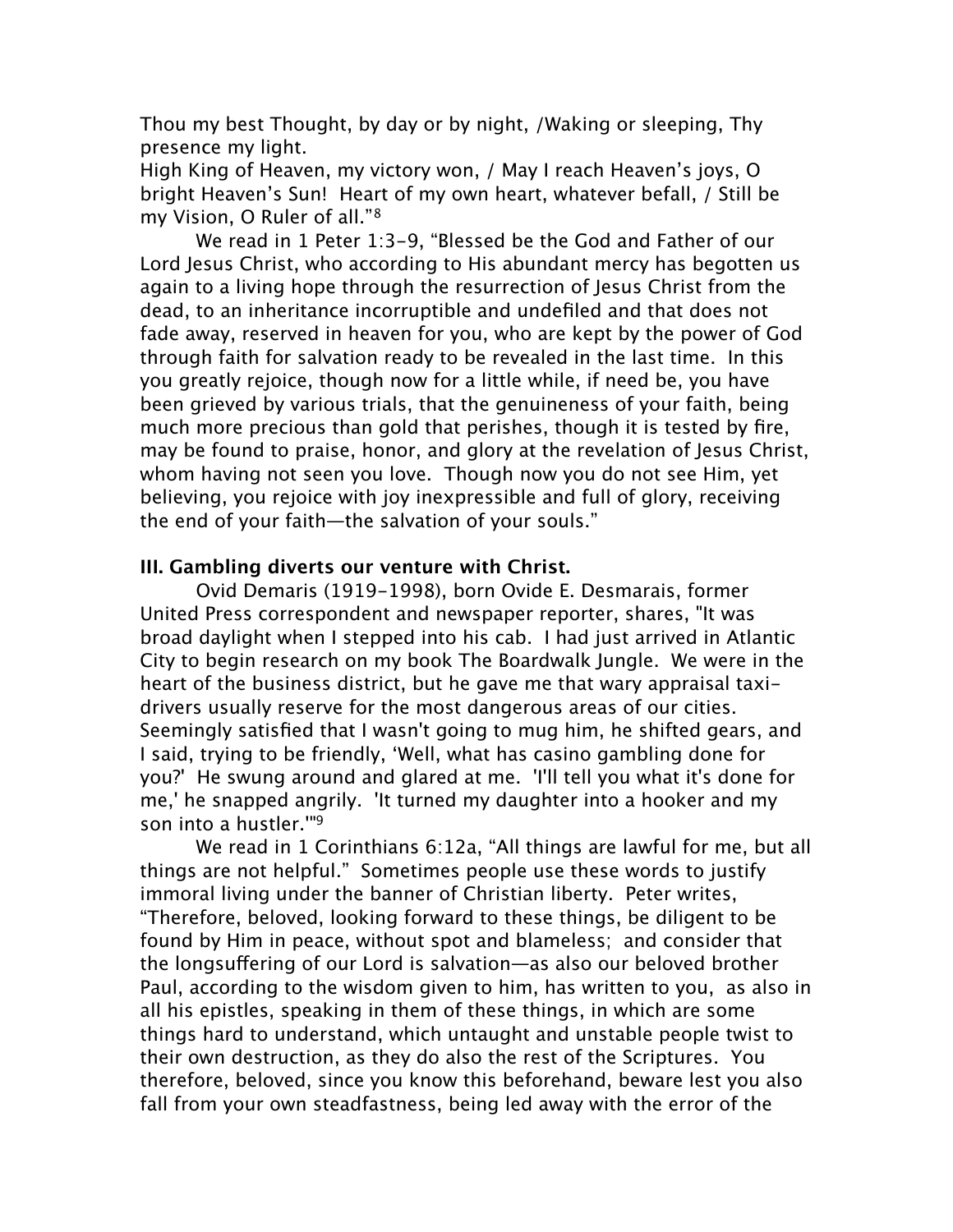Thou my best Thought, by day or by night, /Waking or sleeping, Thy presence my light.
High King of Heaven, my victory won, / May I reach Heaven's joys, O bright Heaven's Sun! Heart of my own heart, whatever befall, / Still be my Vision, O Ruler of all."[8]

We read in 1 Peter 1:3-9, "Blessed be the God and Father of our Lord Jesus Christ, who according to His abundant mercy has begotten us again to a living hope through the resurrection of Jesus Christ from the dead, to an inheritance incorruptible and undefiled and that does not fade away, reserved in heaven for you, who are kept by the power of God through faith for salvation ready to be revealed in the last time. In this you greatly rejoice, though now for a little while, if need be, you have been grieved by various trials, that the genuineness of your faith, being much more precious than gold that perishes, though it is tested by fire, may be found to praise, honor, and glory at the revelation of Jesus Christ, whom having not seen you love. Though now you do not see Him, yet believing, you rejoice with joy inexpressible and full of glory, receiving the end of your faith—the salvation of your souls."

**III. Gambling diverts our venture with Christ.**

Ovid Demaris (1919-1998), born Ovide E. Desmarais, former United Press correspondent and newspaper reporter, shares, "It was broad daylight when I stepped into his cab. I had just arrived in Atlantic City to begin research on my book The Boardwalk Jungle. We were in the heart of the business district, but he gave me that wary appraisal taxi-drivers usually reserve for the most dangerous areas of our cities. Seemingly satisfied that I wasn't going to mug him, he shifted gears, and I said, trying to be friendly, 'Well, what has casino gambling done for you?' He swung around and glared at me. 'I'll tell you what it's done for me,' he snapped angrily. 'It turned my daughter into a hooker and my son into a hustler.'"[9]

We read in 1 Corinthians 6:12a, "All things are lawful for me, but all things are not helpful." Sometimes people use these words to justify immoral living under the banner of Christian liberty. Peter writes, "Therefore, beloved, looking forward to these things, be diligent to be found by Him in peace, without spot and blameless; and consider that the longsuffering of our Lord is salvation—as also our beloved brother Paul, according to the wisdom given to him, has written to you, as also in all his epistles, speaking in them of these things, in which are some things hard to understand, which untaught and unstable people twist to their own destruction, as they do also the rest of the Scriptures. You therefore, beloved, since you know this beforehand, beware lest you also fall from your own steadfastness, being led away with the error of the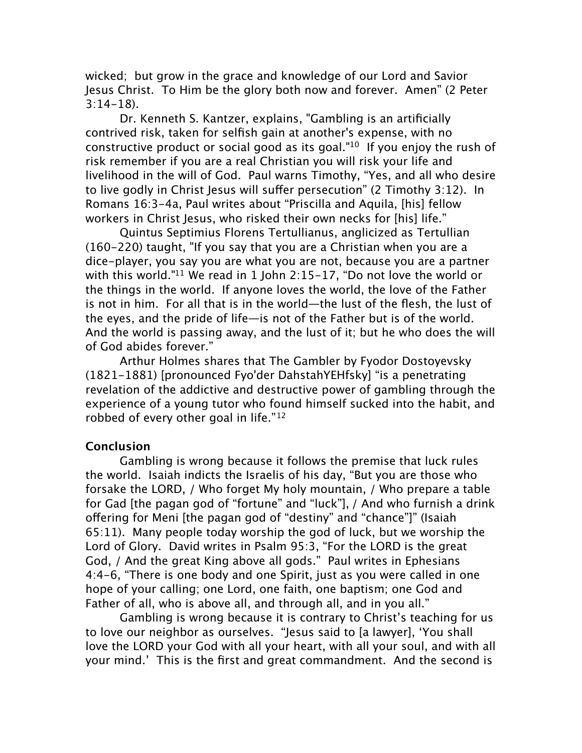wicked; but grow in the grace and knowledge of our Lord and Savior Jesus Christ. To Him be the glory both now and forever. Amen" (2 Peter 3:14-18).

Dr. Kenneth S. Kantzer, explains, "Gambling is an artificially contrived risk, taken for selfish gain at another's expense, with no constructive product or social good as its goal."[10] If you enjoy the rush of risk remember if you are a real Christian you will risk your life and livelihood in the will of God. Paul warns Timothy, "Yes, and all who desire to live godly in Christ Jesus will suffer persecution" (2 Timothy 3:12). In Romans 16:3-4a, Paul writes about "Priscilla and Aquila, [his] fellow workers in Christ Jesus, who risked their own necks for [his] life."

Quintus Septimius Florens Tertullianus, anglicized as Tertullian (160-220) taught, "If you say that you are a Christian when you are a dice-player, you say you are what you are not, because you are a partner with this world."[11] We read in 1 John 2:15-17, "Do not love the world or the things in the world. If anyone loves the world, the love of the Father is not in him. For all that is in the world—the lust of the flesh, the lust of the eyes, and the pride of life—is not of the Father but is of the world. And the world is passing away, and the lust of it; but he who does the will of God abides forever."

Arthur Holmes shares that The Gambler by Fyodor Dostoyevsky (1821-1881) [pronounced Fyo'der DahstahYEHfsky] "is a penetrating revelation of the addictive and destructive power of gambling through the experience of a young tutor who found himself sucked into the habit, and robbed of every other goal in life."[12]

### Conclusion

Gambling is wrong because it follows the premise that luck rules the world. Isaiah indicts the Israelis of his day, "But you are those who forsake the LORD, / Who forget My holy mountain, / Who prepare a table for Gad [the pagan god of "fortune" and "luck"], / And who furnish a drink offering for Meni [the pagan god of "destiny" and "chance"]" (Isaiah 65:11). Many people today worship the god of luck, but we worship the Lord of Glory. David writes in Psalm 95:3, "For the LORD is the great God, / And the great King above all gods." Paul writes in Ephesians 4:4-6, "There is one body and one Spirit, just as you were called in one hope of your calling; one Lord, one faith, one baptism; one God and Father of all, who is above all, and through all, and in you all."

Gambling is wrong because it is contrary to Christ's teaching for us to love our neighbor as ourselves. "Jesus said to [a lawyer], 'You shall love the LORD your God with all your heart, with all your soul, and with all your mind.' This is the first and great commandment. And the second is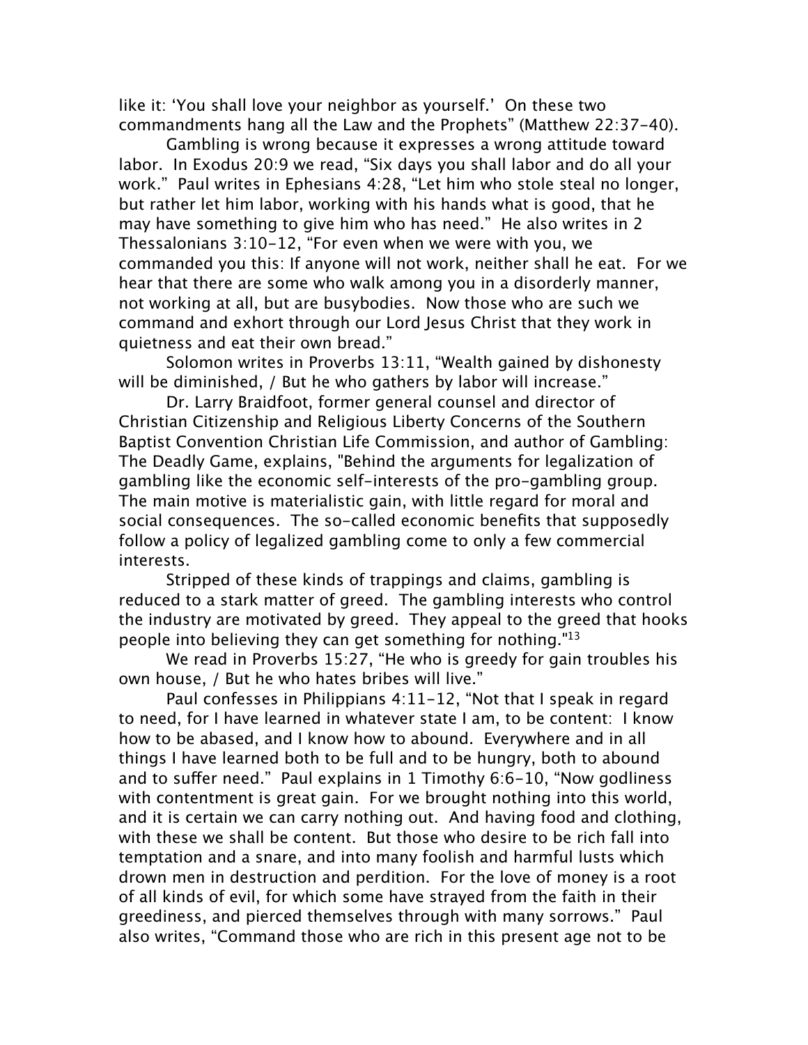like it: 'You shall love your neighbor as yourself.' On these two commandments hang all the Law and the Prophets" (Matthew 22:37-40).

Gambling is wrong because it expresses a wrong attitude toward labor. In Exodus 20:9 we read, "Six days you shall labor and do all your work." Paul writes in Ephesians 4:28, "Let him who stole steal no longer, but rather let him labor, working with his hands what is good, that he may have something to give him who has need." He also writes in 2 Thessalonians 3:10-12, "For even when we were with you, we commanded you this: If anyone will not work, neither shall he eat. For we hear that there are some who walk among you in a disorderly manner, not working at all, but are busybodies. Now those who are such we command and exhort through our Lord Jesus Christ that they work in quietness and eat their own bread."

Solomon writes in Proverbs 13:11, "Wealth gained by dishonesty will be diminished, / But he who gathers by labor will increase."

Dr. Larry Braidfoot, former general counsel and director of Christian Citizenship and Religious Liberty Concerns of the Southern Baptist Convention Christian Life Commission, and author of Gambling: The Deadly Game, explains, "Behind the arguments for legalization of gambling like the economic self-interests of the pro-gambling group. The main motive is materialistic gain, with little regard for moral and social consequences. The so-called economic benefits that supposedly follow a policy of legalized gambling come to only a few commercial interests.

Stripped of these kinds of trappings and claims, gambling is reduced to a stark matter of greed. The gambling interests who control the industry are motivated by greed. They appeal to the greed that hooks people into believing they can get something for nothing."[13]

We read in Proverbs 15:27, "He who is greedy for gain troubles his own house, / But he who hates bribes will live."

Paul confesses in Philippians 4:11-12, "Not that I speak in regard to need, for I have learned in whatever state I am, to be content: I know how to be abased, and I know how to abound. Everywhere and in all things I have learned both to be full and to be hungry, both to abound and to suffer need." Paul explains in 1 Timothy 6:6-10, "Now godliness with contentment is great gain. For we brought nothing into this world, and it is certain we can carry nothing out. And having food and clothing, with these we shall be content. But those who desire to be rich fall into temptation and a snare, and into many foolish and harmful lusts which drown men in destruction and perdition. For the love of money is a root of all kinds of evil, for which some have strayed from the faith in their greediness, and pierced themselves through with many sorrows." Paul also writes, "Command those who are rich in this present age not to be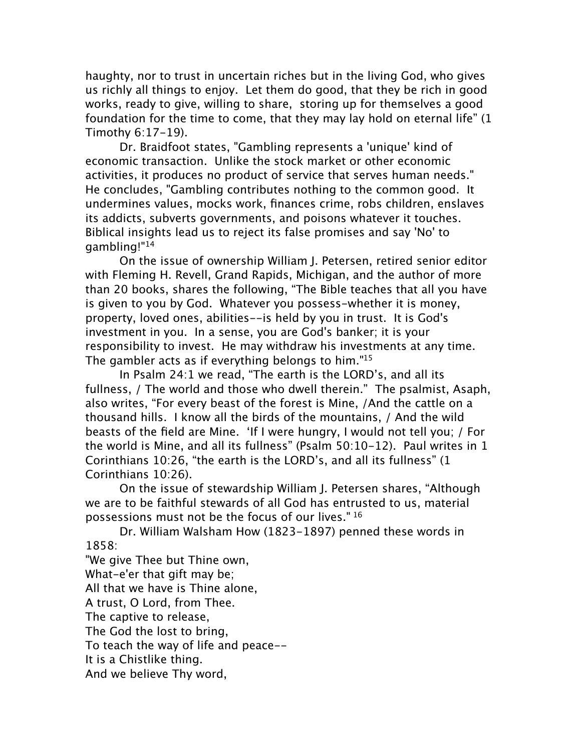haughty, nor to trust in uncertain riches but in the living God, who gives us richly all things to enjoy. Let them do good, that they be rich in good works, ready to give, willing to share, storing up for themselves a good foundation for the time to come, that they may lay hold on eternal life" (1 Timothy 6:17-19).

Dr. Braidfoot states, "Gambling represents a 'unique' kind of economic transaction. Unlike the stock market or other economic activities, it produces no product of service that serves human needs." He concludes, "Gambling contributes nothing to the common good. It undermines values, mocks work, finances crime, robs children, enslaves its addicts, subverts governments, and poisons whatever it touches. Biblical insights lead us to reject its false promises and say 'No' to gambling!"[14]

On the issue of ownership William J. Petersen, retired senior editor with Fleming H. Revell, Grand Rapids, Michigan, and the author of more than 20 books, shares the following, "The Bible teaches that all you have is given to you by God. Whatever you possess–whether it is money, property, loved ones, abilities--is held by you in trust. It is God's investment in you. In a sense, you are God's banker; it is your responsibility to invest. He may withdraw his investments at any time. The gambler acts as if everything belongs to him."[15]

In Psalm 24:1 we read, "The earth is the LORD's, and all its fullness, / The world and those who dwell therein." The psalmist, Asaph, also writes, "For every beast of the forest is Mine, /And the cattle on a thousand hills. I know all the birds of the mountains, / And the wild beasts of the field are Mine. 'If I were hungry, I would not tell you; / For the world is Mine, and all its fullness" (Psalm 50:10-12). Paul writes in 1 Corinthians 10:26, "the earth is the LORD's, and all its fullness" (1 Corinthians 10:26).

On the issue of stewardship William J. Petersen shares, "Although we are to be faithful stewards of all God has entrusted to us, material possessions must not be the focus of our lives." [16]

Dr. William Walsham How (1823-1897) penned these words in 1858:

"We give Thee but Thine own,  
What-e'er that gift may be;  
All that we have is Thine alone,  
A trust, O Lord, from Thee.  
The captive to release,  
The God the lost to bring,  
To teach the way of life and peace--  
It is a Chistlike thing.  
And we believe Thy word,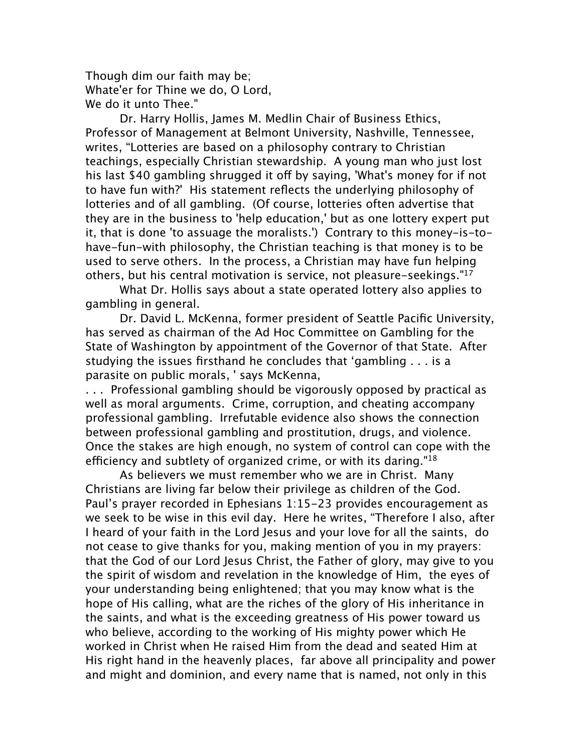Though dim our faith may be;
Whate'er for Thine we do, O Lord,
We do it unto Thee."

Dr. Harry Hollis, James M. Medlin Chair of Business Ethics, Professor of Management at Belmont University, Nashville, Tennessee, writes, “Lotteries are based on a philosophy contrary to Christian teachings, especially Christian stewardship. A young man who just lost his last $40 gambling shrugged it off by saying, 'What's money for if not to have fun with?' His statement reflects the underlying philosophy of lotteries and of all gambling. (Of course, lotteries often advertise that they are in the business to 'help education,' but as one lottery expert put it, that is done 'to assuage the moralists.') Contrary to this money-is-to-have-fun-with philosophy, the Christian teaching is that money is to be used to serve others. In the process, a Christian may have fun helping others, but his central motivation is service, not pleasure-seekings."[17]

What Dr. Hollis says about a state operated lottery also applies to gambling in general.

Dr. David L. McKenna, former president of Seattle Pacific University, has served as chairman of the Ad Hoc Committee on Gambling for the State of Washington by appointment of the Governor of that State. After studying the issues firsthand he concludes that ‘gambling . . . is a parasite on public morals, ' says McKenna,

. . . Professional gambling should be vigorously opposed by practical as well as moral arguments. Crime, corruption, and cheating accompany professional gambling. Irrefutable evidence also shows the connection between professional gambling and prostitution, drugs, and violence. Once the stakes are high enough, no system of control can cope with the efficiency and subtlety of organized crime, or with its daring."[18]

As believers we must remember who we are in Christ. Many Christians are living far below their privilege as children of the God. Paul’s prayer recorded in Ephesians 1:15-23 provides encouragement as we seek to be wise in this evil day. Here he writes, “Therefore I also, after I heard of your faith in the Lord Jesus and your love for all the saints, do not cease to give thanks for you, making mention of you in my prayers: that the God of our Lord Jesus Christ, the Father of glory, may give to you the spirit of wisdom and revelation in the knowledge of Him, the eyes of your understanding being enlightened; that you may know what is the hope of His calling, what are the riches of the glory of His inheritance in the saints, and what is the exceeding greatness of His power toward us who believe, according to the working of His mighty power which He worked in Christ when He raised Him from the dead and seated Him at His right hand in the heavenly places, far above all principality and power and might and dominion, and every name that is named, not only in this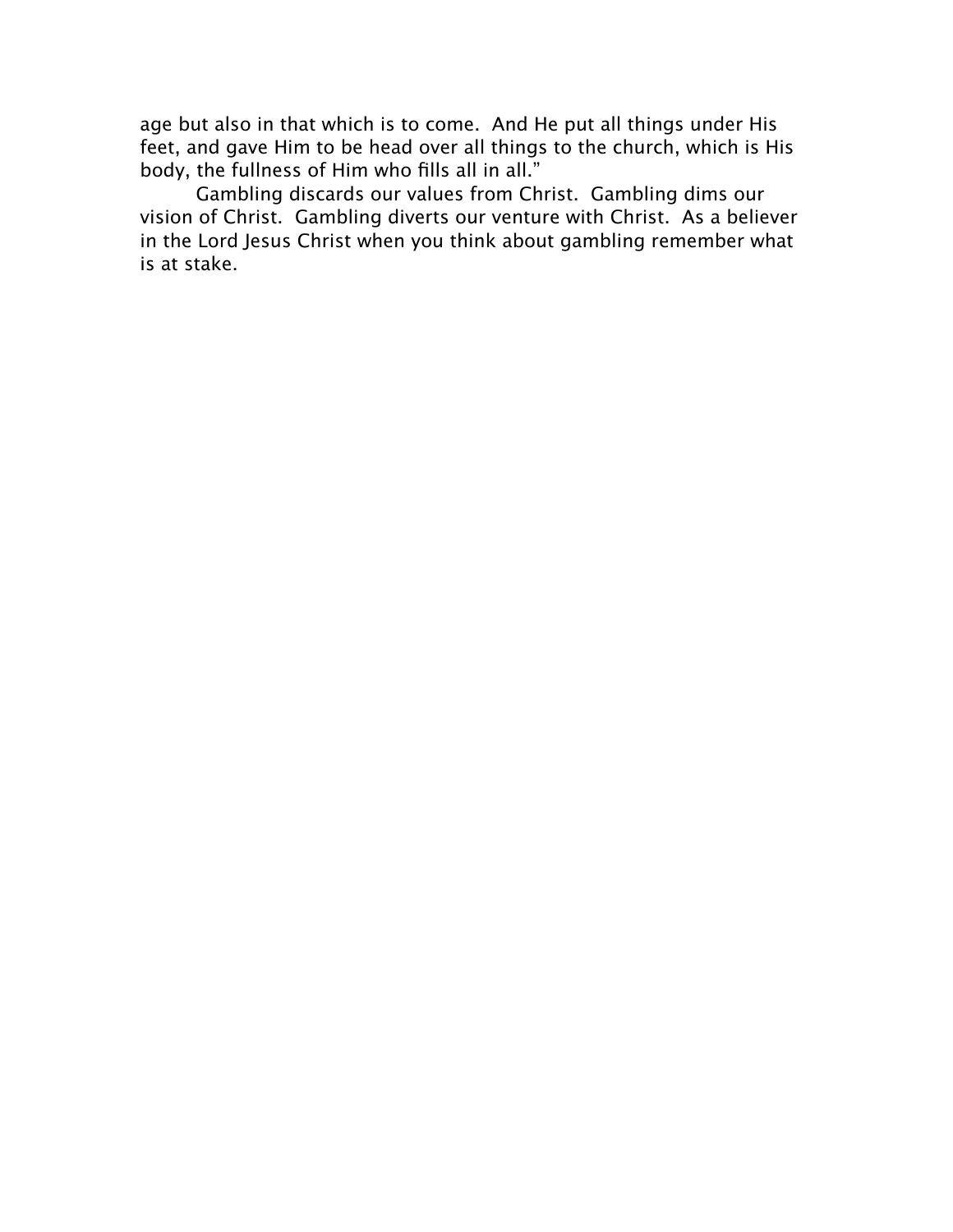age but also in that which is to come. And He put all things under His feet, and gave Him to be head over all things to the church, which is His body, the fullness of Him who fills all in all."

Gambling discards our values from Christ. Gambling dims our vision of Christ. Gambling diverts our venture with Christ. As a believer in the Lord Jesus Christ when you think about gambling remember what is at stake.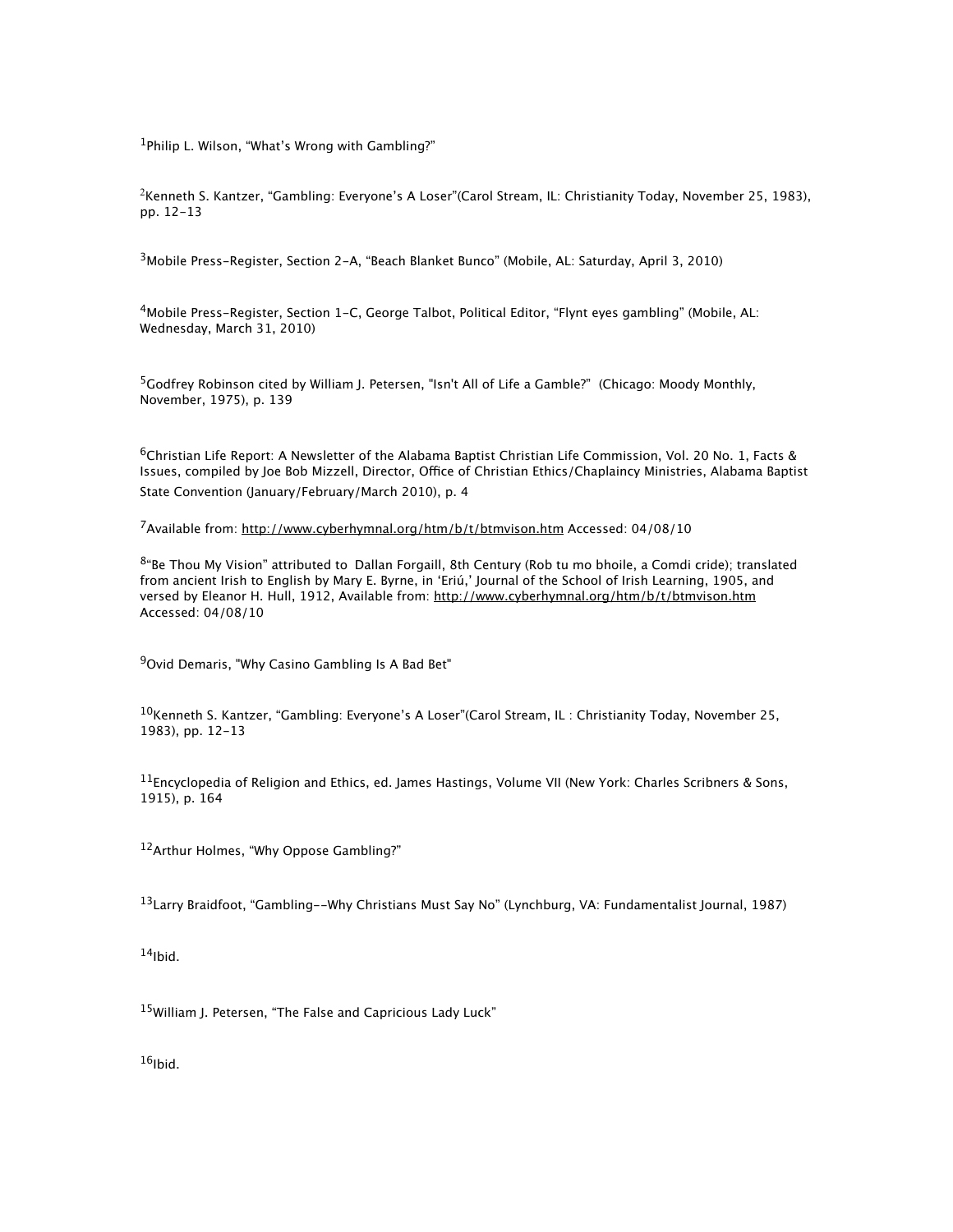[1]Philip L. Wilson, "What's Wrong with Gambling?"

[2]Kenneth S. Kantzer, "Gambling: Everyone's A Loser"(Carol Stream, IL: Christianity Today, November 25, 1983), pp. 12-13

[3]Mobile Press-Register, Section 2-A, "Beach Blanket Bunco" (Mobile, AL: Saturday, April 3, 2010)

[4]Mobile Press-Register, Section 1-C, George Talbot, Political Editor, "Flynt eyes gambling" (Mobile, AL: Wednesday, March 31, 2010)

[5]Godfrey Robinson cited by William J. Petersen, "Isn't All of Life a Gamble?" (Chicago: Moody Monthly, November, 1975), p. 139

[6]Christian Life Report: A Newsletter of the Alabama Baptist Christian Life Commission, Vol. 20 No. 1, Facts & Issues, compiled by Joe Bob Mizzell, Director, Office of Christian Ethics/Chaplaincy Ministries, Alabama Baptist State Convention (January/February/March 2010), p. 4

[7]Available from: http://www.cyberhymnal.org/htm/b/t/btmvison.htm Accessed: 04/08/10

[8]"Be Thou My Vision" attributed to Dallan Forgaill, 8th Century (Rob tu mo bhoile, a Comdi cride); translated from ancient Irish to English by Mary E. Byrne, in 'Eriú,' Journal of the School of Irish Learning, 1905, and versed by Eleanor H. Hull, 1912, Available from: http://www.cyberhymnal.org/htm/b/t/btmvison.htm Accessed: 04/08/10

[9]Ovid Demaris, "Why Casino Gambling Is A Bad Bet"

[10]Kenneth S. Kantzer, "Gambling: Everyone's A Loser"(Carol Stream, IL : Christianity Today, November 25, 1983), pp. 12-13

[11]Encyclopedia of Religion and Ethics, ed. James Hastings, Volume VII (New York: Charles Scribners & Sons, 1915), p. 164

[12]Arthur Holmes, "Why Oppose Gambling?"

[13]Larry Braidfoot, "Gambling--Why Christians Must Say No" (Lynchburg, VA: Fundamentalist Journal, 1987)

[14]Ibid.

[15]William J. Petersen, "The False and Capricious Lady Luck"

[16]Ibid.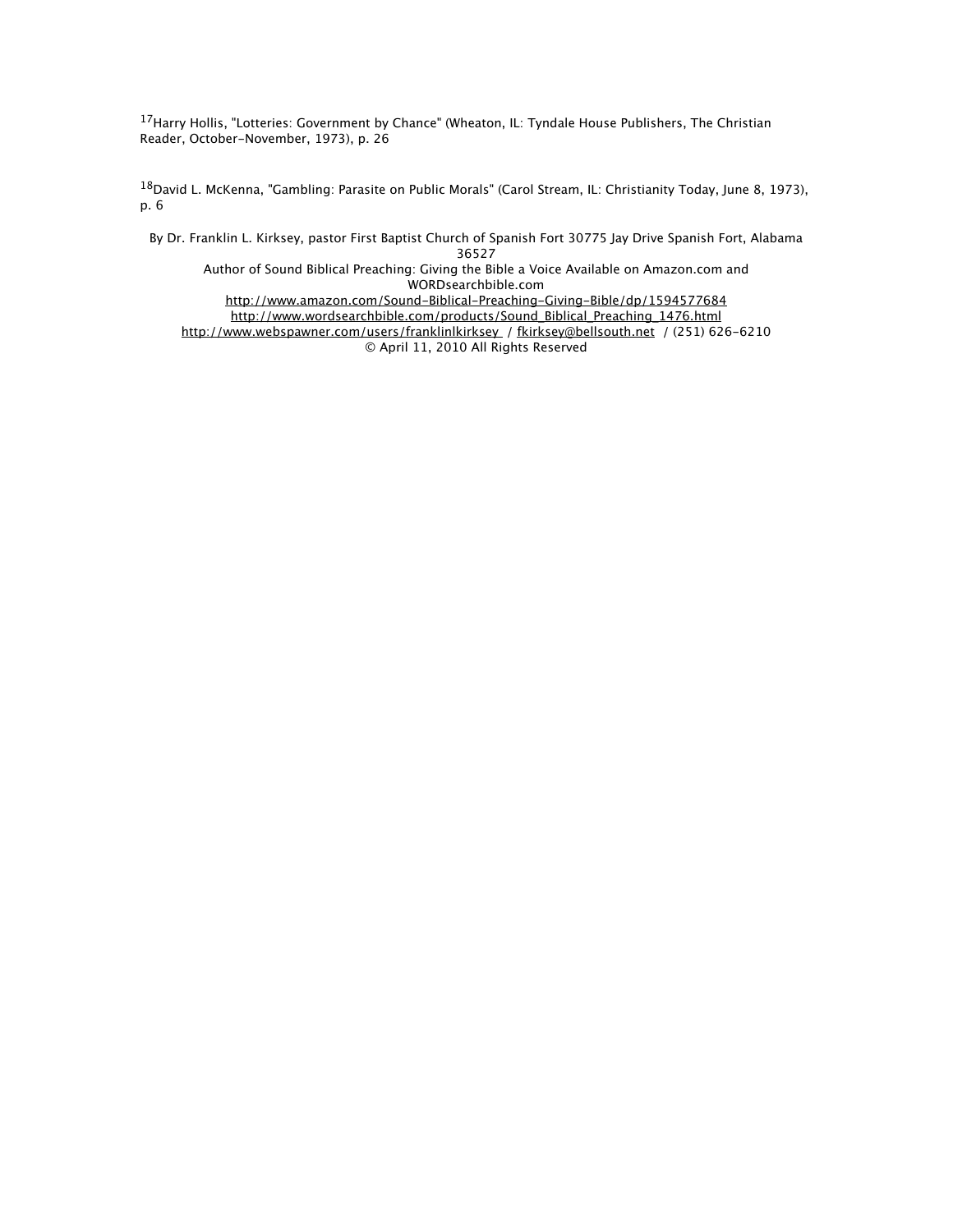[17]Harry Hollis, "Lotteries: Government by Chance" (Wheaton, IL: Tyndale House Publishers, The Christian Reader, October-November, 1973), p. 26

[18]David L. McKenna, "Gambling: Parasite on Public Morals" (Carol Stream, IL: Christianity Today, June 8, 1973), p. 6

By Dr. Franklin L. Kirksey, pastor First Baptist Church of Spanish Fort 30775 Jay Drive Spanish Fort, Alabama 36527
Author of Sound Biblical Preaching: Giving the Bible a Voice Available on Amazon.com and WORDsearchbible.com
http://www.amazon.com/Sound-Biblical-Preaching-Giving-Bible/dp/1594577684
http://www.wordsearchbible.com/products/Sound_Biblical_Preaching_1476.html
http://www.webspawner.com/users/franklinlkirksey / fkirksey@bellsouth.net / (251) 626-6210
© April 11, 2010 All Rights Reserved